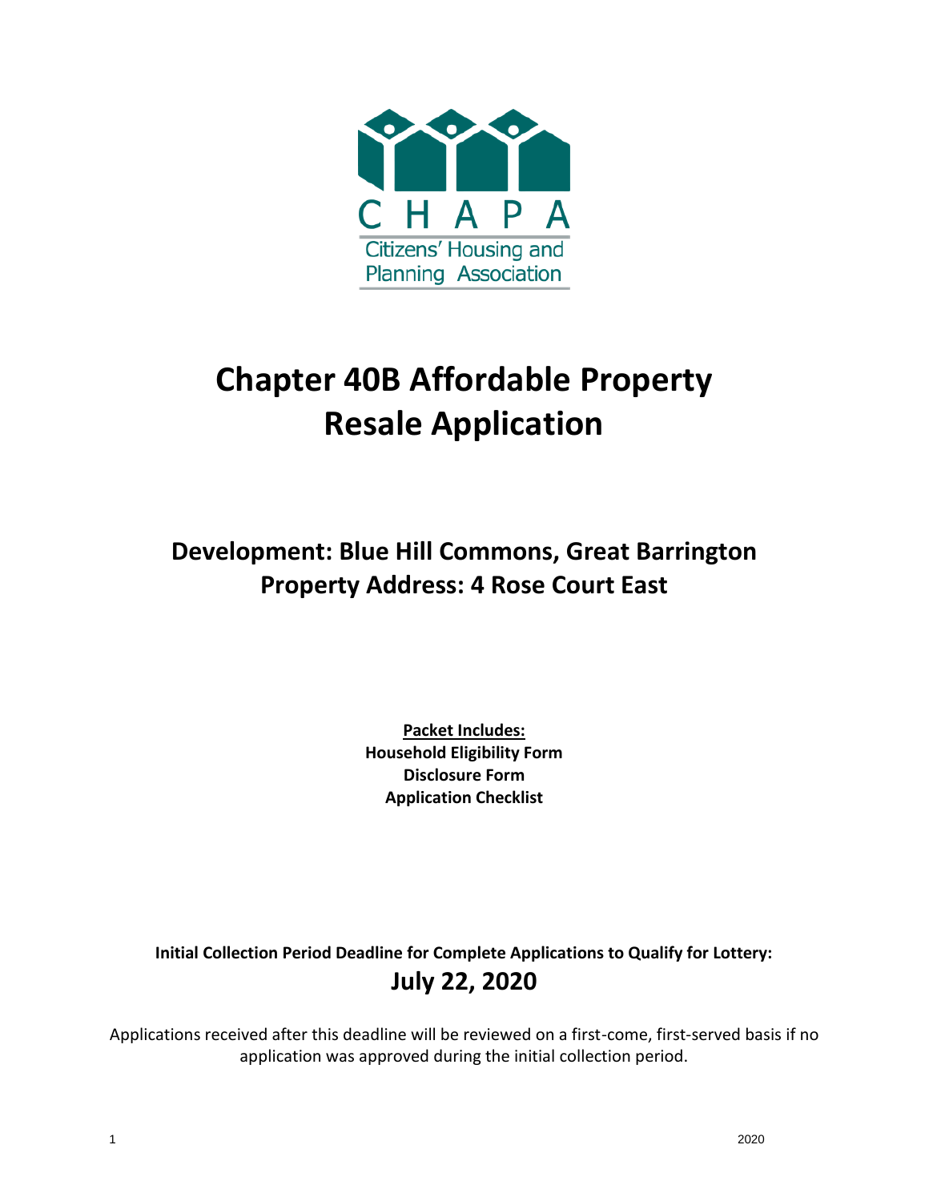CHAPA

Citizens' Housing and Planning Association

# Chapter 40B Affordable Property Resale Application

## Development: Blue Hill Commons, Great Barrington
## Property Address: 4 Rose Court East

**Packet Includes:**
**Household Eligibility Form**
**Disclosure Form**
**Application Checklist**

**Initial Collection Period Deadline for Complete Applications to Qualify for Lottery:**

**July 22, 2020**

Applications received after this deadline will be reviewed on a first-come, first-served basis if no application was approved during the initial collection period.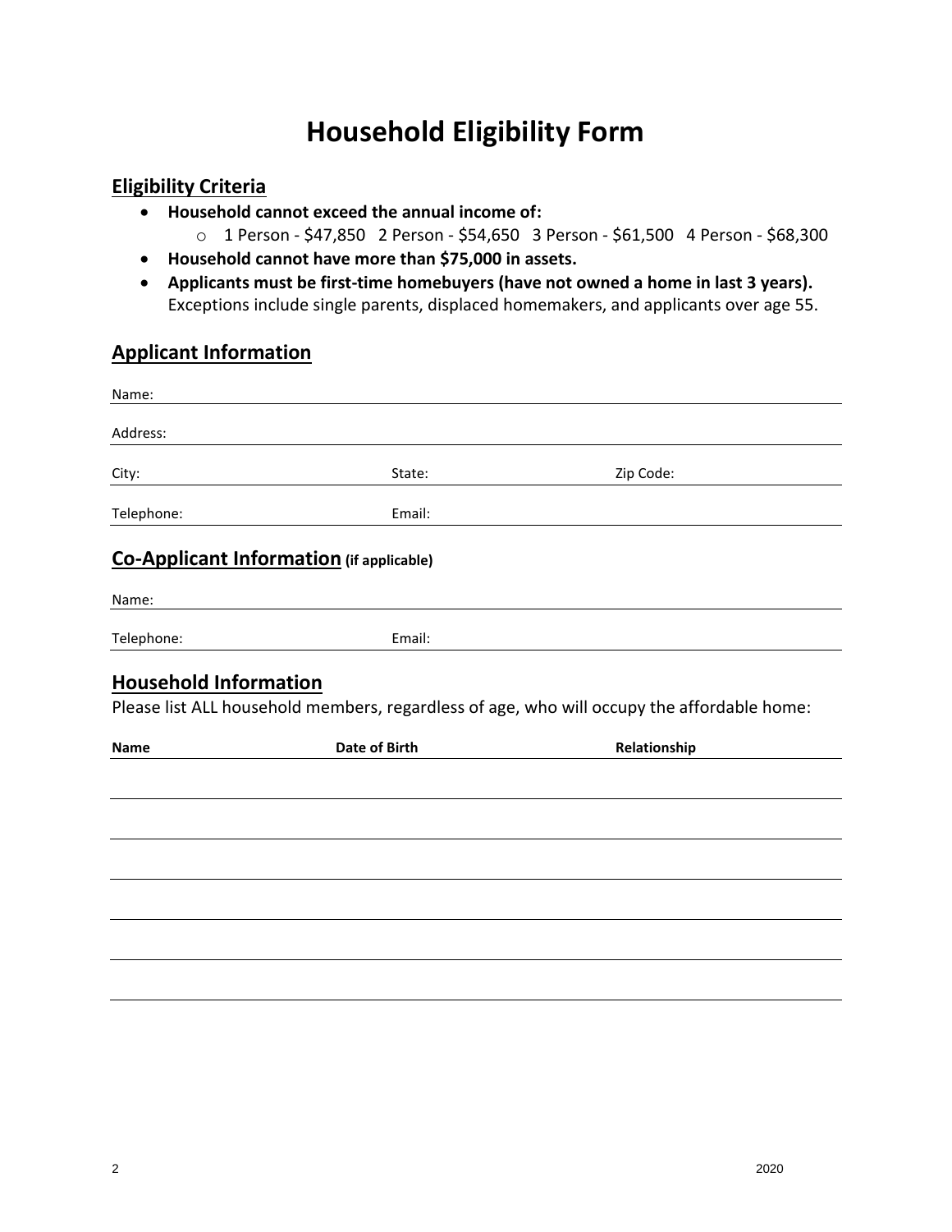# Household Eligibility Form

## Eligibility Criteria

- **Household cannot exceed the annual income of:**
  - 1 Person - $47,850   2 Person - $54,650   3 Person - $61,500   4 Person - $68,300
- **Household cannot have more than $75,000 in assets.**
- **Applicants must be first-time homebuyers (have not owned a home in last 3 years).** Exceptions include single parents, displaced homemakers, and applicants over age 55.

## Applicant Information

Name: ____________________

Address: ____________________

City: ____________ State: ____________ Zip Code: ____________

Telephone: ____________ Email: ____________

## Co-Applicant Information (if applicable)

Name: ____________________

Telephone: ____________ Email: ____________

## Household Information

Please list ALL household members, regardless of age, who will occupy the affordable home:

| Name | Date of Birth | Relationship |
|---|---|---|
| | | |
| | | |
| | | |
| | | |
| | | |
| | | |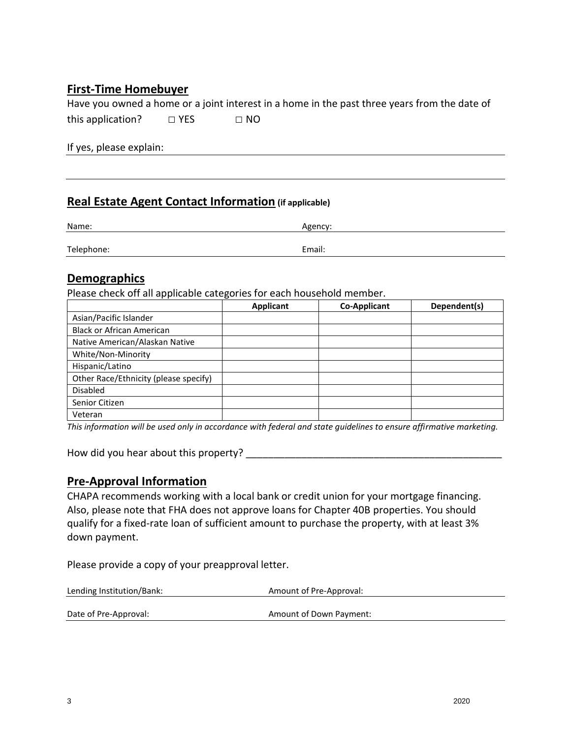## First-Time Homebuyer

Have you owned a home or a joint interest in a home in the past three years from the date of this application? ☐ YES ☐ NO

If yes, please explain: ________________________________________________

________________________________________________

## Real Estate Agent Contact Information (if applicable)

Name: ______________________ Agency: ______________________

Telephone: ______________________ Email: ______________________

## Demographics

Please check off all applicable categories for each household member.

| | Applicant | Co-Applicant | Dependent(s) |
|---|---|---|---|
| Asian/Pacific Islander | | | |
| Black or African American | | | |
| Native American/Alaskan Native | | | |
| White/Non-Minority | | | |
| Hispanic/Latino | | | |
| Other Race/Ethnicity (please specify) | | | |
| Disabled | | | |
| Senior Citizen | | | |
| Veteran | | | |

*This information will be used only in accordance with federal and state guidelines to ensure affirmative marketing.*

How did you hear about this property? ________________________________________________

## Pre-Approval Information

CHAPA recommends working with a local bank or credit union for your mortgage financing. Also, please note that FHA does not approve loans for Chapter 40B properties. You should qualify for a fixed-rate loan of sufficient amount to purchase the property, with at least 3% down payment.

Please provide a copy of your preapproval letter.

Lending Institution/Bank: ______________________ Amount of Pre-Approval: ______________________

Date of Pre-Approval: ______________________ Amount of Down Payment: ______________________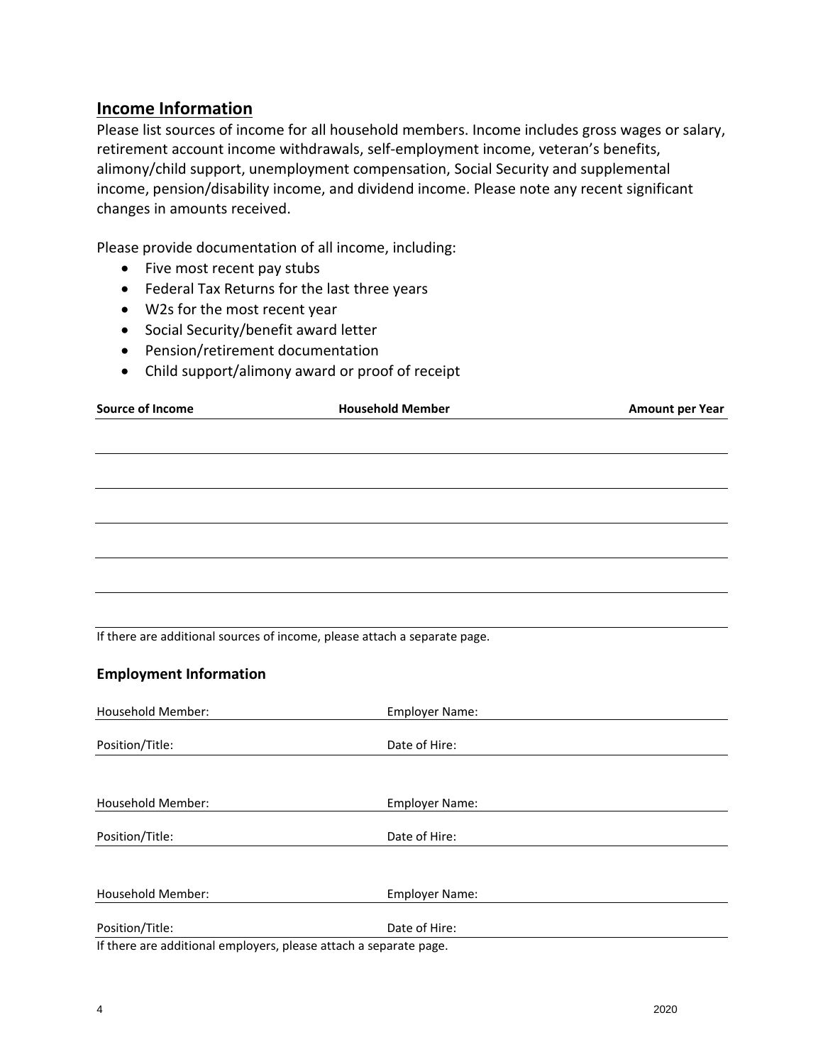## Income Information

Please list sources of income for all household members. Income includes gross wages or salary, retirement account income withdrawals, self-employment income, veteran's benefits, alimony/child support, unemployment compensation, Social Security and supplemental income, pension/disability income, and dividend income. Please note any recent significant changes in amounts received.

Please provide documentation of all income, including:

- Five most recent pay stubs
- Federal Tax Returns for the last three years
- W2s for the most recent year
- Social Security/benefit award letter
- Pension/retirement documentation
- Child support/alimony award or proof of receipt

| Source of Income | Household Member | Amount per Year |
| --- | --- | --- |
| | | |
| | | |
| | | |
| | | |
| | | |
| | | |

If there are additional sources of income, please attach a separate page.

### Employment Information

Household Member: ____________________ Employer Name: ____________________

Position/Title: ____________________ Date of Hire: ____________________

Household Member: ____________________ Employer Name: ____________________

Position/Title: ____________________ Date of Hire: ____________________

Household Member: ____________________ Employer Name: ____________________

Position/Title: ____________________ Date of Hire: ____________________

If there are additional employers, please attach a separate page.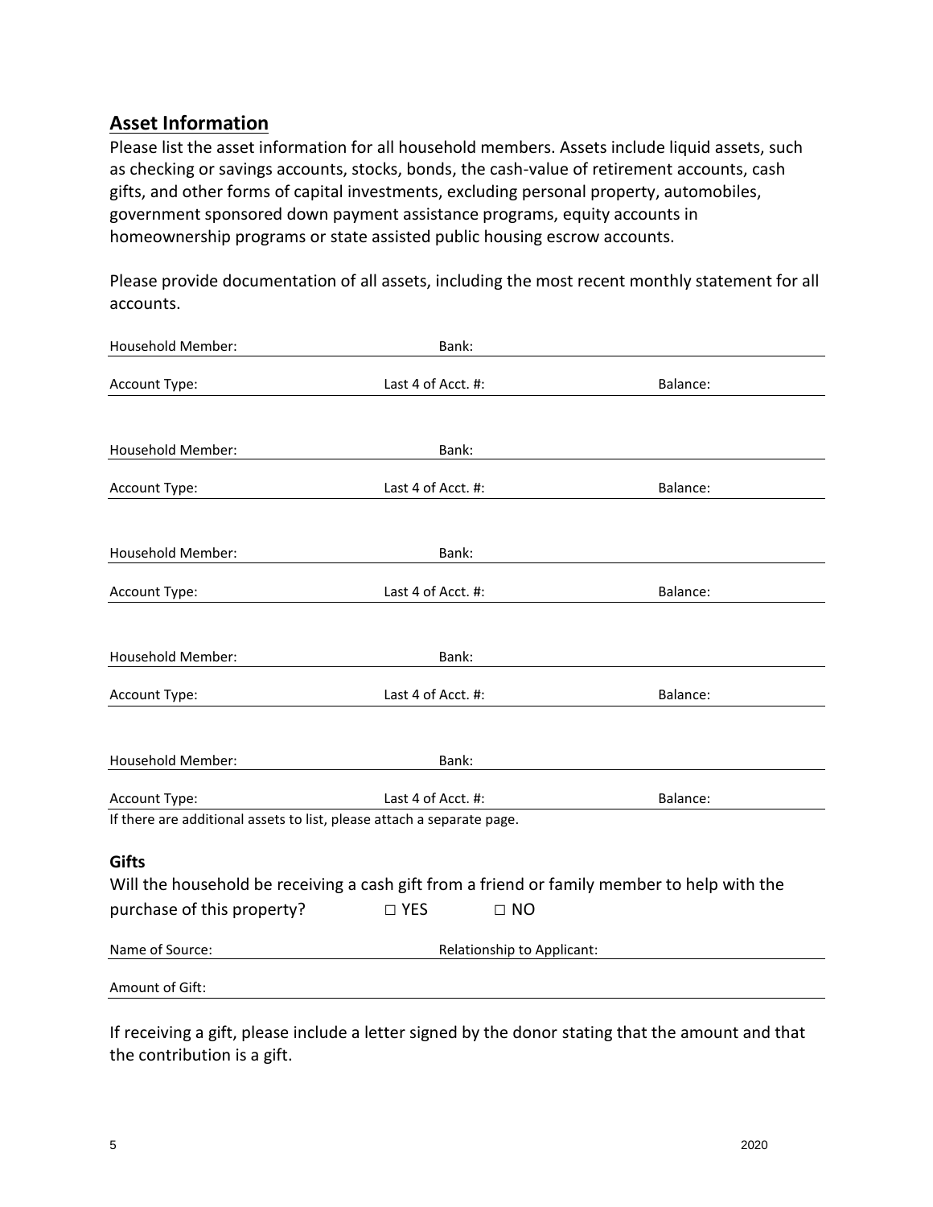## Asset Information

Please list the asset information for all household members. Assets include liquid assets, such as checking or savings accounts, stocks, bonds, the cash-value of retirement accounts, cash gifts, and other forms of capital investments, excluding personal property, automobiles, government sponsored down payment assistance programs, equity accounts in homeownership programs or state assisted public housing escrow accounts.

Please provide documentation of all assets, including the most recent monthly statement for all accounts.

Household Member: ______________________ Bank: ______________________

Account Type: ______________________ Last 4 of Acct. #: ______________________ Balance: ______________________

Household Member: ______________________ Bank: ______________________

Account Type: ______________________ Last 4 of Acct. #: ______________________ Balance: ______________________

Household Member: ______________________ Bank: ______________________

Account Type: ______________________ Last 4 of Acct. #: ______________________ Balance: ______________________

Household Member: ______________________ Bank: ______________________

Account Type: ______________________ Last 4 of Acct. #: ______________________ Balance: ______________________

Household Member: ______________________ Bank: ______________________

Account Type: ______________________ Last 4 of Acct. #: ______________________ Balance: ______________________

If there are additional assets to list, please attach a separate page.

### Gifts

Will the household be receiving a cash gift from a friend or family member to help with the purchase of this property? □ YES □ NO

Name of Source: ______________________ Relationship to Applicant: ______________________

Amount of Gift: ______________________

If receiving a gift, please include a letter signed by the donor stating that the amount and that the contribution is a gift.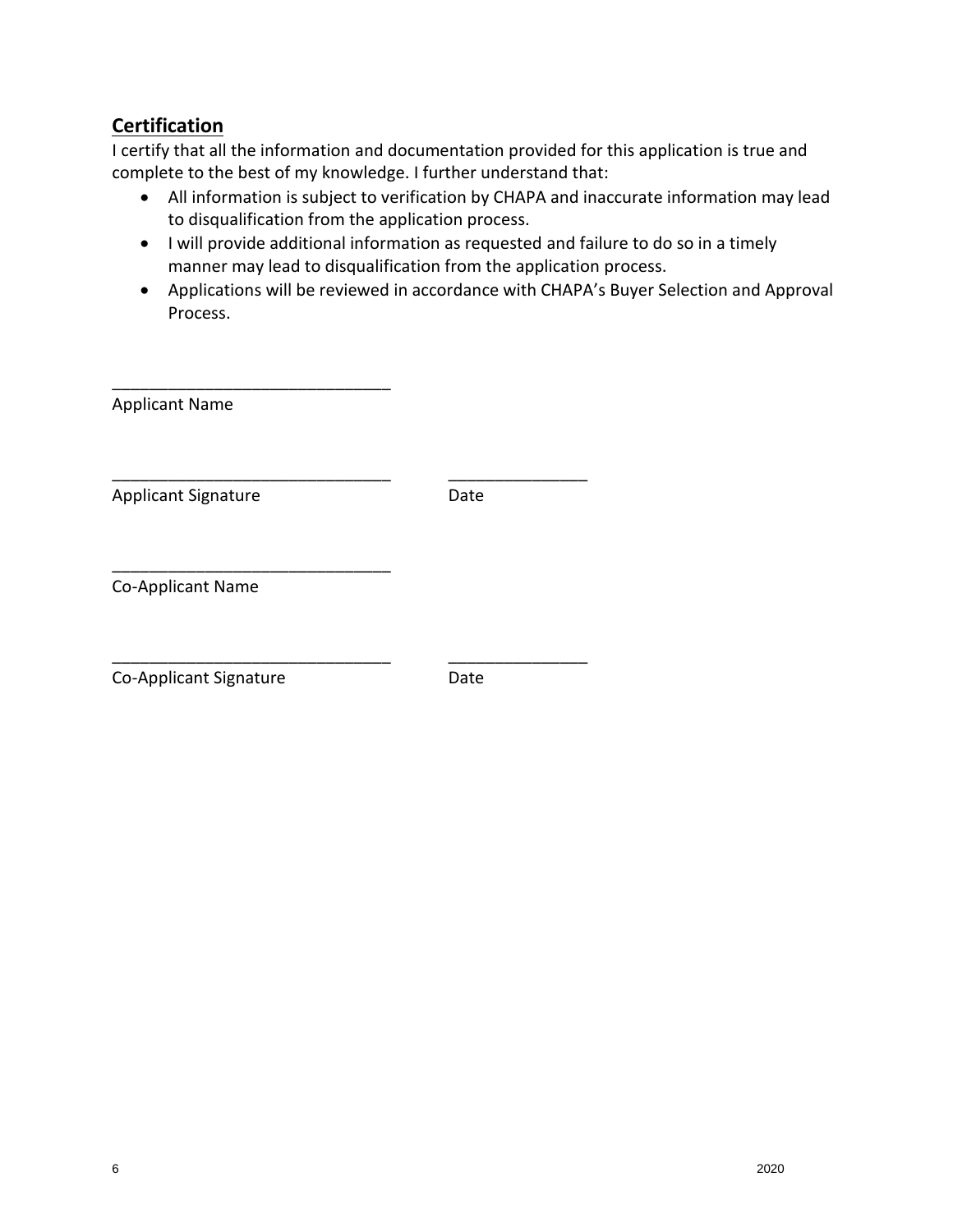## **Certification**

I certify that all the information and documentation provided for this application is true and complete to the best of my knowledge. I further understand that:

- All information is subject to verification by CHAPA and inaccurate information may lead to disqualification from the application process.
- I will provide additional information as requested and failure to do so in a timely manner may lead to disqualification from the application process.
- Applications will be reviewed in accordance with CHAPA's Buyer Selection and Approval Process.

______________________________
Applicant Name

______________________________ ______________
Applicant Signature Date

______________________________
Co-Applicant Name

______________________________ ______________
Co-Applicant Signature Date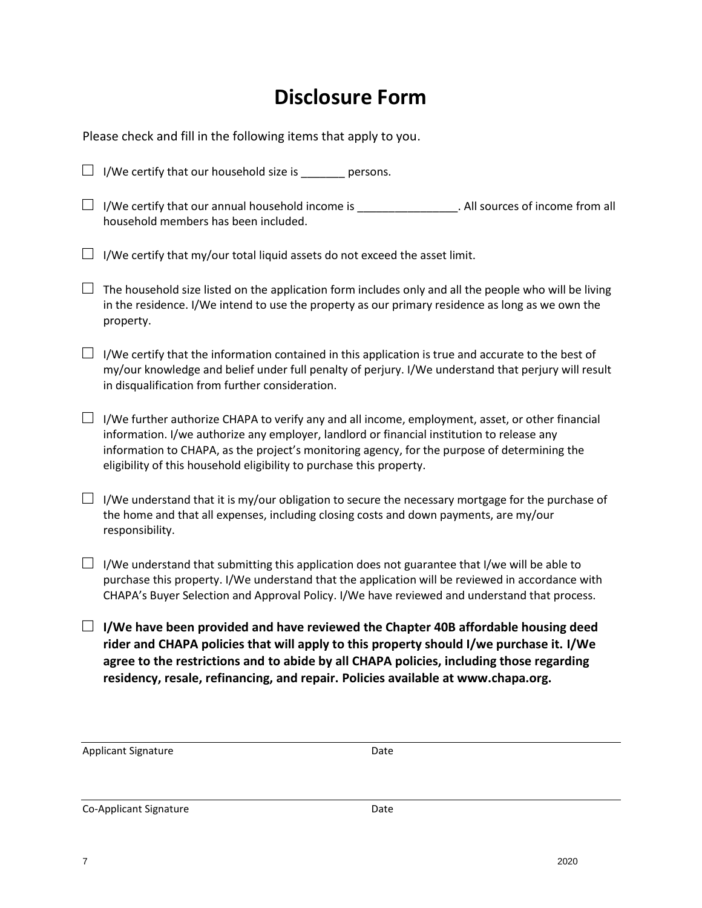# Disclosure Form

Please check and fill in the following items that apply to you.

☐ I/We certify that our household size is _______ persons.

☐ I/We certify that our annual household income is ________________. All sources of income from all household members has been included.

☐ I/We certify that my/our total liquid assets do not exceed the asset limit.

☐ The household size listed on the application form includes only and all the people who will be living in the residence. I/We intend to use the property as our primary residence as long as we own the property.

☐ I/We certify that the information contained in this application is true and accurate to the best of my/our knowledge and belief under full penalty of perjury. I/We understand that perjury will result in disqualification from further consideration.

☐ I/We further authorize CHAPA to verify any and all income, employment, asset, or other financial information. I/we authorize any employer, landlord or financial institution to release any information to CHAPA, as the project's monitoring agency, for the purpose of determining the eligibility of this household eligibility to purchase this property.

☐ I/We understand that it is my/our obligation to secure the necessary mortgage for the purchase of the home and that all expenses, including closing costs and down payments, are my/our responsibility.

☐ I/We understand that submitting this application does not guarantee that I/we will be able to purchase this property. I/We understand that the application will be reviewed in accordance with CHAPA's Buyer Selection and Approval Policy. I/We have reviewed and understand that process.

☐ **I/We have been provided and have reviewed the Chapter 40B affordable housing deed rider and CHAPA policies that will apply to this property should I/we purchase it. I/We agree to the restrictions and to abide by all CHAPA policies, including those regarding residency, resale, refinancing, and repair. Policies available at www.chapa.org.**

_______________________________________________

Applicant Signature　　　　　　　　　　Date

_______________________________________________

Co-Applicant Signature　　　　　　　　　Date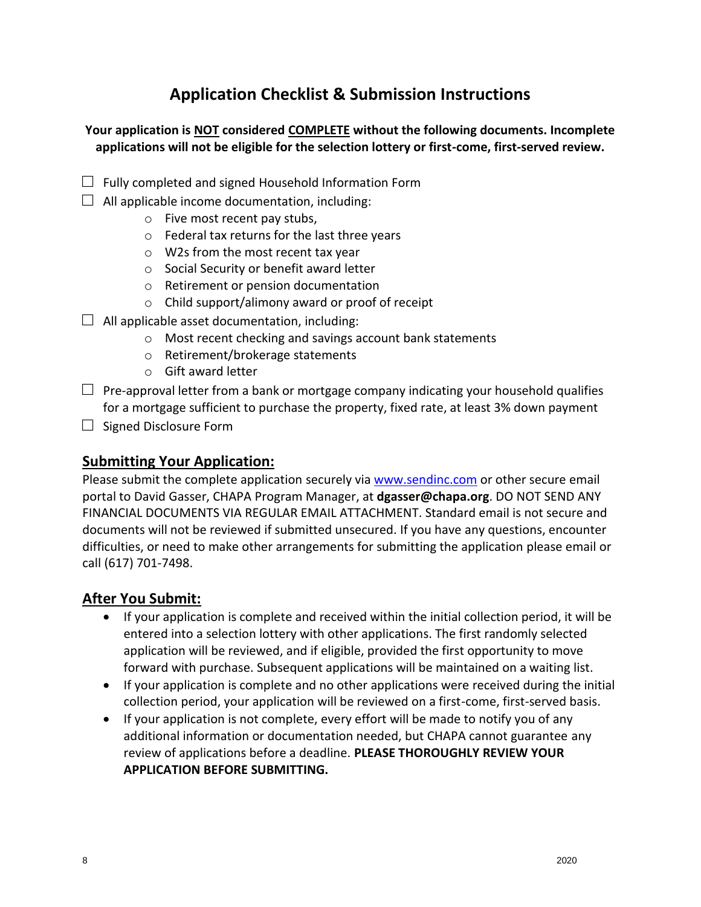# Application Checklist & Submission Instructions

**Your application is NOT considered COMPLETE without the following documents. Incomplete applications will not be eligible for the selection lottery or first-come, first-served review.**

- ☐ Fully completed and signed Household Information Form
- ☐ All applicable income documentation, including:
    - Five most recent pay stubs,
    - Federal tax returns for the last three years
    - W2s from the most recent tax year
    - Social Security or benefit award letter
    - Retirement or pension documentation
    - Child support/alimony award or proof of receipt
- ☐ All applicable asset documentation, including:
    - Most recent checking and savings account bank statements
    - Retirement/brokerage statements
    - Gift award letter
- ☐ Pre-approval letter from a bank or mortgage company indicating your household qualifies for a mortgage sufficient to purchase the property, fixed rate, at least 3% down payment
- ☐ Signed Disclosure Form

## Submitting Your Application:

Please submit the complete application securely via [www.sendinc.com](www.sendinc.com) or other secure email portal to David Gasser, CHAPA Program Manager, at **dgasser@chapa.org**. DO NOT SEND ANY FINANCIAL DOCUMENTS VIA REGULAR EMAIL ATTACHMENT. Standard email is not secure and documents will not be reviewed if submitted unsecured. If you have any questions, encounter difficulties, or need to make other arrangements for submitting the application please email or call (617) 701-7498.

## After You Submit:

- If your application is complete and received within the initial collection period, it will be entered into a selection lottery with other applications. The first randomly selected application will be reviewed, and if eligible, provided the first opportunity to move forward with purchase. Subsequent applications will be maintained on a waiting list.
- If your application is complete and no other applications were received during the initial collection period, your application will be reviewed on a first-come, first-served basis.
- If your application is not complete, every effort will be made to notify you of any additional information or documentation needed, but CHAPA cannot guarantee any review of applications before a deadline. **PLEASE THOROUGHLY REVIEW YOUR APPLICATION BEFORE SUBMITTING.**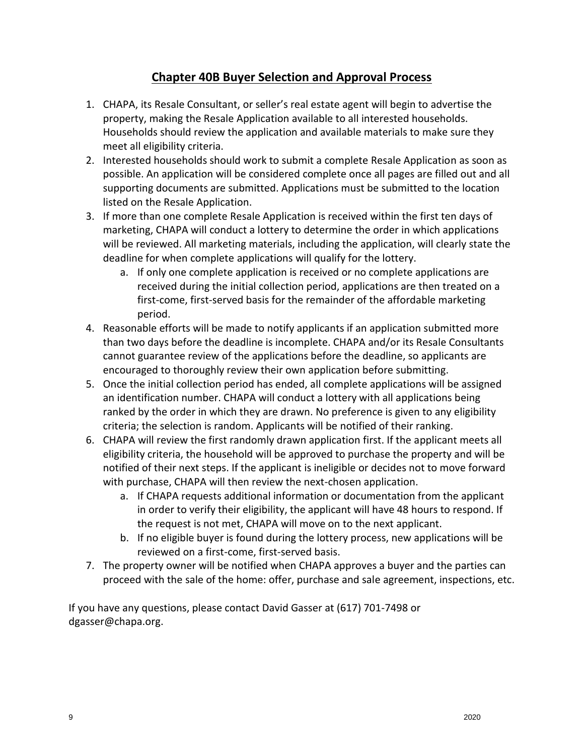## Chapter 40B Buyer Selection and Approval Process

1. CHAPA, its Resale Consultant, or seller's real estate agent will begin to advertise the property, making the Resale Application available to all interested households. Households should review the application and available materials to make sure they meet all eligibility criteria.
2. Interested households should work to submit a complete Resale Application as soon as possible. An application will be considered complete once all pages are filled out and all supporting documents are submitted. Applications must be submitted to the location listed on the Resale Application.
3. If more than one complete Resale Application is received within the first ten days of marketing, CHAPA will conduct a lottery to determine the order in which applications will be reviewed. All marketing materials, including the application, will clearly state the deadline for when complete applications will qualify for the lottery.
    a. If only one complete application is received or no complete applications are received during the initial collection period, applications are then treated on a first-come, first-served basis for the remainder of the affordable marketing period.
4. Reasonable efforts will be made to notify applicants if an application submitted more than two days before the deadline is incomplete. CHAPA and/or its Resale Consultants cannot guarantee review of the applications before the deadline, so applicants are encouraged to thoroughly review their own application before submitting.
5. Once the initial collection period has ended, all complete applications will be assigned an identification number. CHAPA will conduct a lottery with all applications being ranked by the order in which they are drawn. No preference is given to any eligibility criteria; the selection is random. Applicants will be notified of their ranking.
6. CHAPA will review the first randomly drawn application first. If the applicant meets all eligibility criteria, the household will be approved to purchase the property and will be notified of their next steps. If the applicant is ineligible or decides not to move forward with purchase, CHAPA will then review the next-chosen application.
    a. If CHAPA requests additional information or documentation from the applicant in order to verify their eligibility, the applicant will have 48 hours to respond. If the request is not met, CHAPA will move on to the next applicant.
    b. If no eligible buyer is found during the lottery process, new applications will be reviewed on a first-come, first-served basis.
7. The property owner will be notified when CHAPA approves a buyer and the parties can proceed with the sale of the home: offer, purchase and sale agreement, inspections, etc.

If you have any questions, please contact David Gasser at (617) 701-7498 or dgasser@chapa.org.